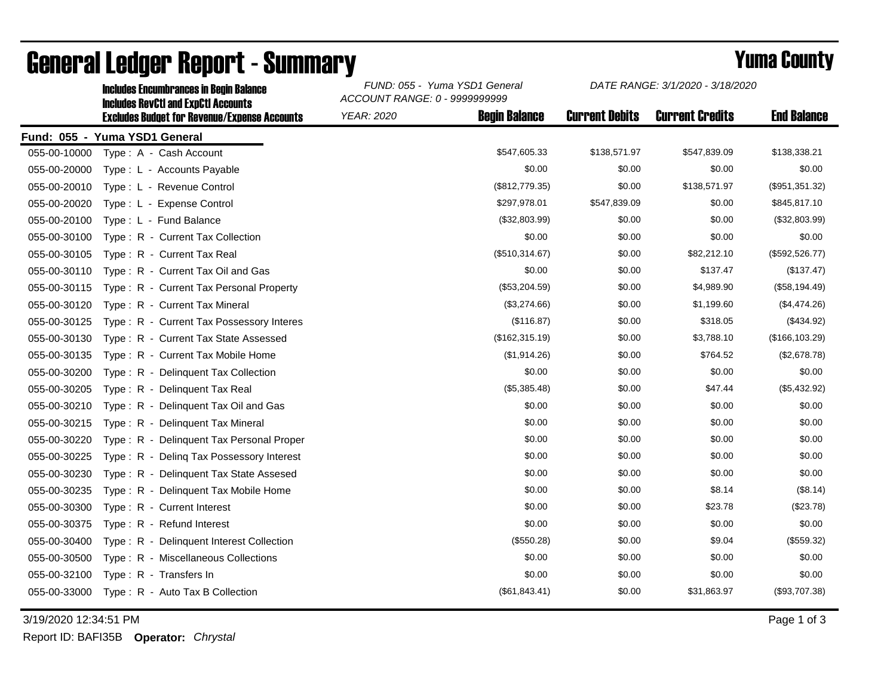# General Ledger Report - Summary

## Yuma County

**Includes Encumbrances in Begin Balance**
**Includes RevCtl and ExpCtl Accounts**
**Excludes Budget for Revenue/Expense Accounts**

*FUND: 055 - Yuma YSD1 General*
*ACCOUNT RANGE: 0 - 9999999999*
*YEAR: 2020*

*DATE RANGE: 3/1/2020 - 3/18/2020*

**Fund: 055 - Yuma YSD1 General**

| Account | Description | Begin Balance | Current Debits | Current Credits | End Balance |
|---|---|---|---|---|---|
| 055-00-10000 | Type : A - Cash Account | $547,605.33 | $138,571.97 | $547,839.09 | $138,338.21 |
| 055-00-20000 | Type : L - Accounts Payable | $0.00 | $0.00 | $0.00 | $0.00 |
| 055-00-20010 | Type : L - Revenue Control | ($812,779.35) | $0.00 | $138,571.97 | ($951,351.32) |
| 055-00-20020 | Type : L - Expense Control | $297,978.01 | $547,839.09 | $0.00 | $845,817.10 |
| 055-00-20100 | Type : L - Fund Balance | ($32,803.99) | $0.00 | $0.00 | ($32,803.99) |
| 055-00-30100 | Type : R - Current Tax Collection | $0.00 | $0.00 | $0.00 | $0.00 |
| 055-00-30105 | Type : R - Current Tax Real | ($510,314.67) | $0.00 | $82,212.10 | ($592,526.77) |
| 055-00-30110 | Type : R - Current Tax Oil and Gas | $0.00 | $0.00 | $137.47 | ($137.47) |
| 055-00-30115 | Type : R - Current Tax Personal Property | ($53,204.59) | $0.00 | $4,989.90 | ($58,194.49) |
| 055-00-30120 | Type : R - Current Tax Mineral | ($3,274.66) | $0.00 | $1,199.60 | ($4,474.26) |
| 055-00-30125 | Type : R - Current Tax Possessory Interes | ($116.87) | $0.00 | $318.05 | ($434.92) |
| 055-00-30130 | Type : R - Current Tax State Assessed | ($162,315.19) | $0.00 | $3,788.10 | ($166,103.29) |
| 055-00-30135 | Type : R - Current Tax Mobile Home | ($1,914.26) | $0.00 | $764.52 | ($2,678.78) |
| 055-00-30200 | Type : R - Delinquent Tax Collection | $0.00 | $0.00 | $0.00 | $0.00 |
| 055-00-30205 | Type : R - Delinquent Tax Real | ($5,385.48) | $0.00 | $47.44 | ($5,432.92) |
| 055-00-30210 | Type : R - Delinquent Tax Oil and Gas | $0.00 | $0.00 | $0.00 | $0.00 |
| 055-00-30215 | Type : R - Delinquent Tax Mineral | $0.00 | $0.00 | $0.00 | $0.00 |
| 055-00-30220 | Type : R - Delinquent Tax Personal Proper | $0.00 | $0.00 | $0.00 | $0.00 |
| 055-00-30225 | Type : R - Delinq Tax Possessory Interest | $0.00 | $0.00 | $0.00 | $0.00 |
| 055-00-30230 | Type : R - Delinquent Tax State Assesed | $0.00 | $0.00 | $0.00 | $0.00 |
| 055-00-30235 | Type : R - Delinquent Tax Mobile Home | $0.00 | $0.00 | $8.14 | ($8.14) |
| 055-00-30300 | Type : R - Current Interest | $0.00 | $0.00 | $23.78 | ($23.78) |
| 055-00-30375 | Type : R - Refund Interest | $0.00 | $0.00 | $0.00 | $0.00 |
| 055-00-30400 | Type : R - Delinquent Interest Collection | ($550.28) | $0.00 | $9.04 | ($559.32) |
| 055-00-30500 | Type : R - Miscellaneous Collections | $0.00 | $0.00 | $0.00 | $0.00 |
| 055-00-32100 | Type : R - Transfers In | $0.00 | $0.00 | $0.00 | $0.00 |
| 055-00-33000 | Type : R - Auto Tax B Collection | ($61,843.41) | $0.00 | $31,863.97 | ($93,707.38) |

3/19/2020 12:34:51 PM

Report ID: BAFI35B **Operator:** *Chrystal*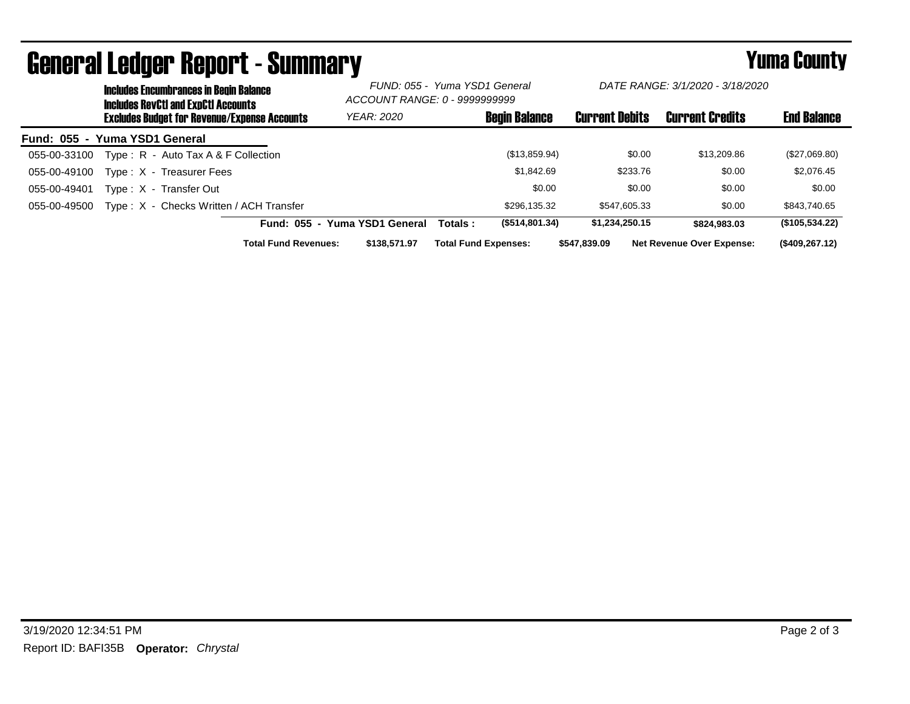# General Ledger Report - Summary

## Yuma County

**Includes Encumbrances in Begin Balance**
**Includes RevCtl and ExpCtl Accounts**
**Excludes Budget for Revenue/Expense Accounts**

*FUND: 055 - Yuma YSD1 General*
*ACCOUNT RANGE: 0 - 9999999999*
*YEAR: 2020*

*DATE RANGE: 3/1/2020 - 3/18/2020*

| Account | Description | Begin Balance | Current Debits | Current Credits | End Balance |
|---|---|---|---|---|---|
| **Fund: 055 - Yuma YSD1 General** | | | | | |
| 055-00-33100 | Type : R - Auto Tax A & F Collection | ($13,859.94) | $0.00 | $13,209.86 | ($27,069.80) |
| 055-00-49100 | Type : X - Treasurer Fees | $1,842.69 | $233.76 | $0.00 | $2,076.45 |
| 055-00-49401 | Type : X - Transfer Out | $0.00 | $0.00 | $0.00 | $0.00 |
| 055-00-49500 | Type : X - Checks Written / ACH Transfer | $296,135.32 | $547,605.33 | $0.00 | $843,740.65 |
| | **Fund: 055 - Yuma YSD1 General Totals :** | **($514,801.34)** | **$1,234,250.15** | **$824,983.03** | **($105,534.22)** |

**Total Fund Revenues:** **$138,571.97** **Total Fund Expenses:** **$547,839.09** **Net Revenue Over Expense:** **($409,267.12)**

3/19/2020 12:34:51 PM

Report ID: BAFI35B **Operator:** *Chrystal*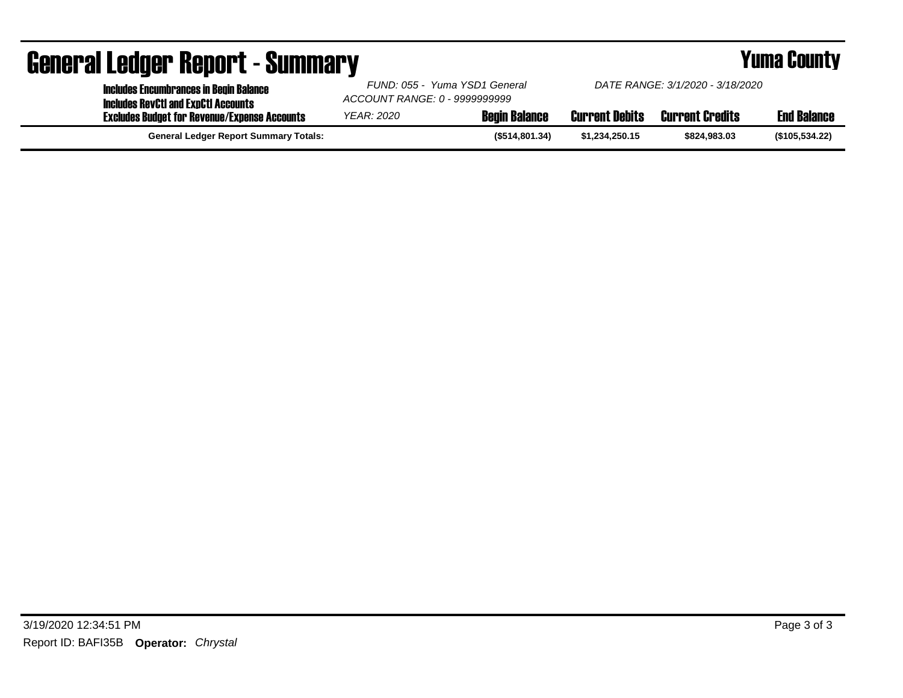# General Ledger Report - Summary

**Yuma County**

**Includes Encumbrances in Begin Balance**
**Includes RevCtl and ExpCtl Accounts**
**Excludes Budget for Revenue/Expense Accounts**

*FUND: 055 - Yuma YSD1 General*
*ACCOUNT RANGE: 0 - 9999999999*
*YEAR: 2020*

*DATE RANGE: 3/1/2020 - 3/18/2020*

| | Begin Balance | Current Debits | Current Credits | End Balance |
|---|---|---|---|---|
| **General Ledger Report Summary Totals:** | **($514,801.34)** | **$1,234,250.15** | **$824,983.03** | **($105,534.22)** |

3/19/2020 12:34:51 PM

Report ID: BAFI35B **Operator:** *Chrystal*